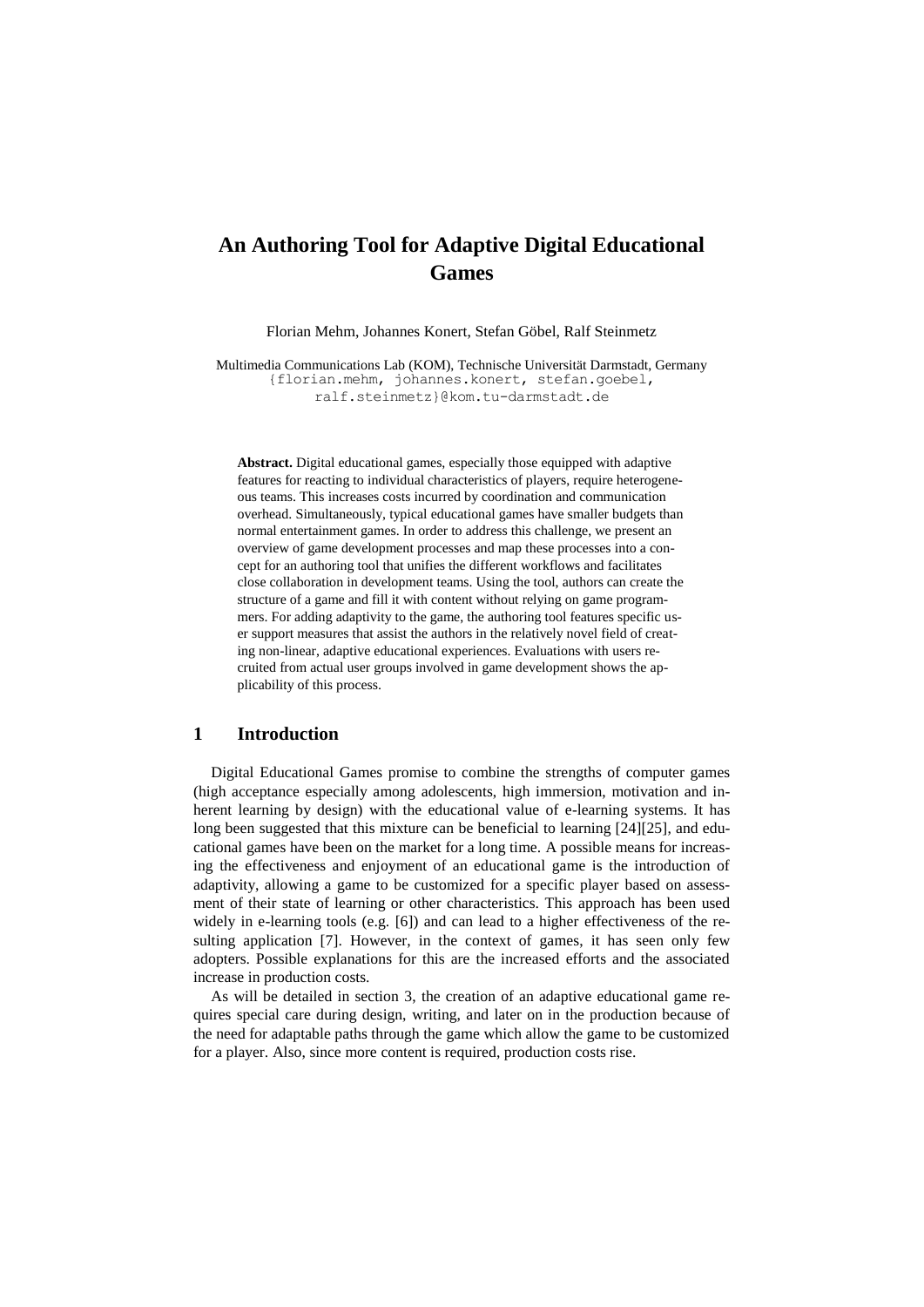# An Authoring Tool for Adaptive Digital Educational Games

Florian Mehm, Johannes Konert, Stefan Göbel, Ralf Steinmetz

Multimedia Communications Lab (KOM), Technische Universität Darmstadt, Germany
{florian.mehm, johannes.konert, stefan.goebel, ralf.steinmetz}@kom.tu-darmstadt.de

**Abstract.** Digital educational games, especially those equipped with adaptive features for reacting to individual characteristics of players, require heterogeneous teams. This increases costs incurred by coordination and communication overhead. Simultaneously, typical educational games have smaller budgets than normal entertainment games. In order to address this challenge, we present an overview of game development processes and map these processes into a concept for an authoring tool that unifies the different workflows and facilitates close collaboration in development teams. Using the tool, authors can create the structure of a game and fill it with content without relying on game programmers. For adding adaptivity to the game, the authoring tool features specific user support measures that assist the authors in the relatively novel field of creating non-linear, adaptive educational experiences. Evaluations with users recruited from actual user groups involved in game development shows the applicability of this process.

## 1 Introduction

Digital Educational Games promise to combine the strengths of computer games (high acceptance especially among adolescents, high immersion, motivation and inherent learning by design) with the educational value of e-learning systems. It has long been suggested that this mixture can be beneficial to learning [24][25], and educational games have been on the market for a long time. A possible means for increasing the effectiveness and enjoyment of an educational game is the introduction of adaptivity, allowing a game to be customized for a specific player based on assessment of their state of learning or other characteristics. This approach has been used widely in e-learning tools (e.g. [6]) and can lead to a higher effectiveness of the resulting application [7]. However, in the context of games, it has seen only few adopters. Possible explanations for this are the increased efforts and the associated increase in production costs.

As will be detailed in section 3, the creation of an adaptive educational game requires special care during design, writing, and later on in the production because of the need for adaptable paths through the game which allow the game to be customized for a player. Also, since more content is required, production costs rise.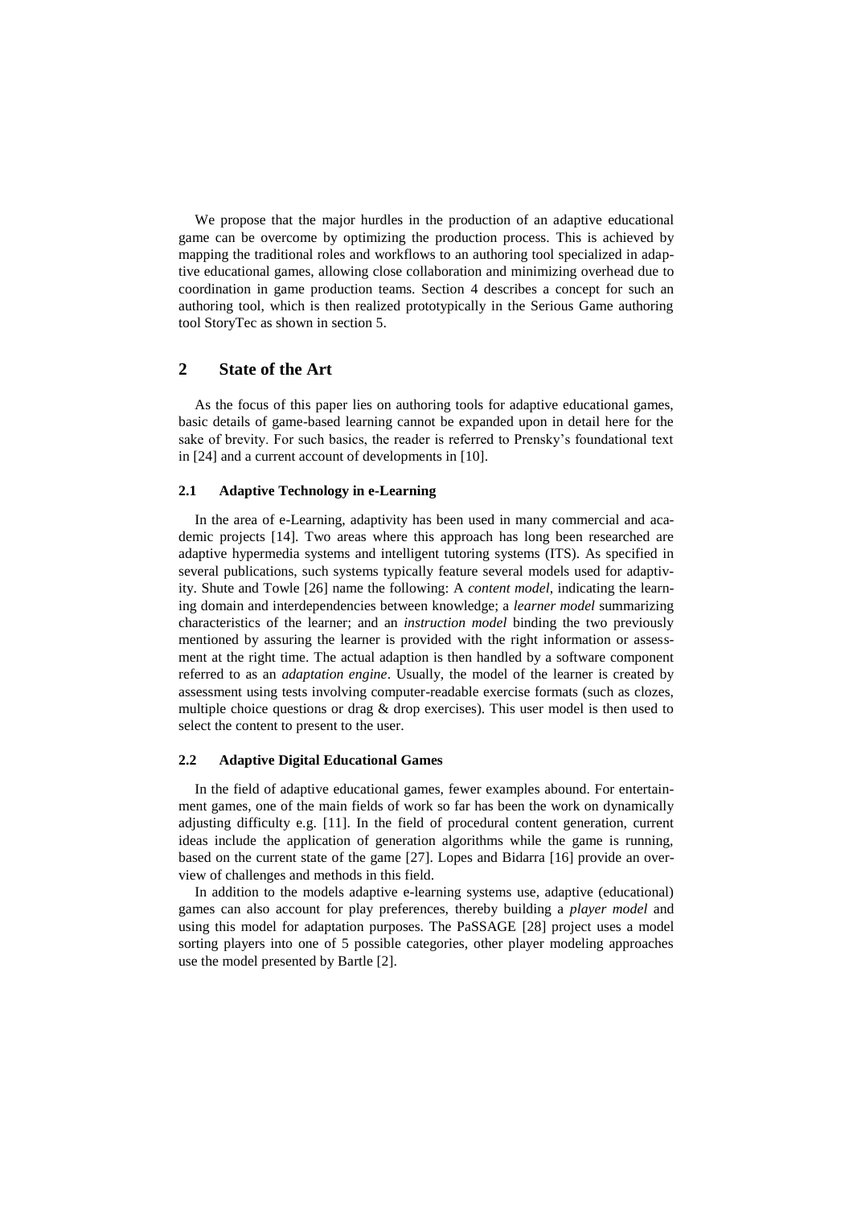We propose that the major hurdles in the production of an adaptive educational game can be overcome by optimizing the production process. This is achieved by mapping the traditional roles and workflows to an authoring tool specialized in adaptive educational games, allowing close collaboration and minimizing overhead due to coordination in game production teams. Section 4 describes a concept for such an authoring tool, which is then realized prototypically in the Serious Game authoring tool StoryTec as shown in section 5.

## 2 State of the Art

As the focus of this paper lies on authoring tools for adaptive educational games, basic details of game-based learning cannot be expanded upon in detail here for the sake of brevity. For such basics, the reader is referred to Prensky's foundational text in [24] and a current account of developments in [10].

### 2.1 Adaptive Technology in e-Learning

In the area of e-Learning, adaptivity has been used in many commercial and academic projects [14]. Two areas where this approach has long been researched are adaptive hypermedia systems and intelligent tutoring systems (ITS). As specified in several publications, such systems typically feature several models used for adaptivity. Shute and Towle [26] name the following: A *content model*, indicating the learning domain and interdependencies between knowledge; a *learner model* summarizing characteristics of the learner; and an *instruction model* binding the two previously mentioned by assuring the learner is provided with the right information or assessment at the right time. The actual adaption is then handled by a software component referred to as an *adaptation engine*. Usually, the model of the learner is created by assessment using tests involving computer-readable exercise formats (such as clozes, multiple choice questions or drag & drop exercises). This user model is then used to select the content to present to the user.

### 2.2 Adaptive Digital Educational Games

In the field of adaptive educational games, fewer examples abound. For entertainment games, one of the main fields of work so far has been the work on dynamically adjusting difficulty e.g. [11]. In the field of procedural content generation, current ideas include the application of generation algorithms while the game is running, based on the current state of the game [27]. Lopes and Bidarra [16] provide an overview of challenges and methods in this field.

In addition to the models adaptive e-learning systems use, adaptive (educational) games can also account for play preferences, thereby building a *player model* and using this model for adaptation purposes. The PaSSAGE [28] project uses a model sorting players into one of 5 possible categories, other player modeling approaches use the model presented by Bartle [2].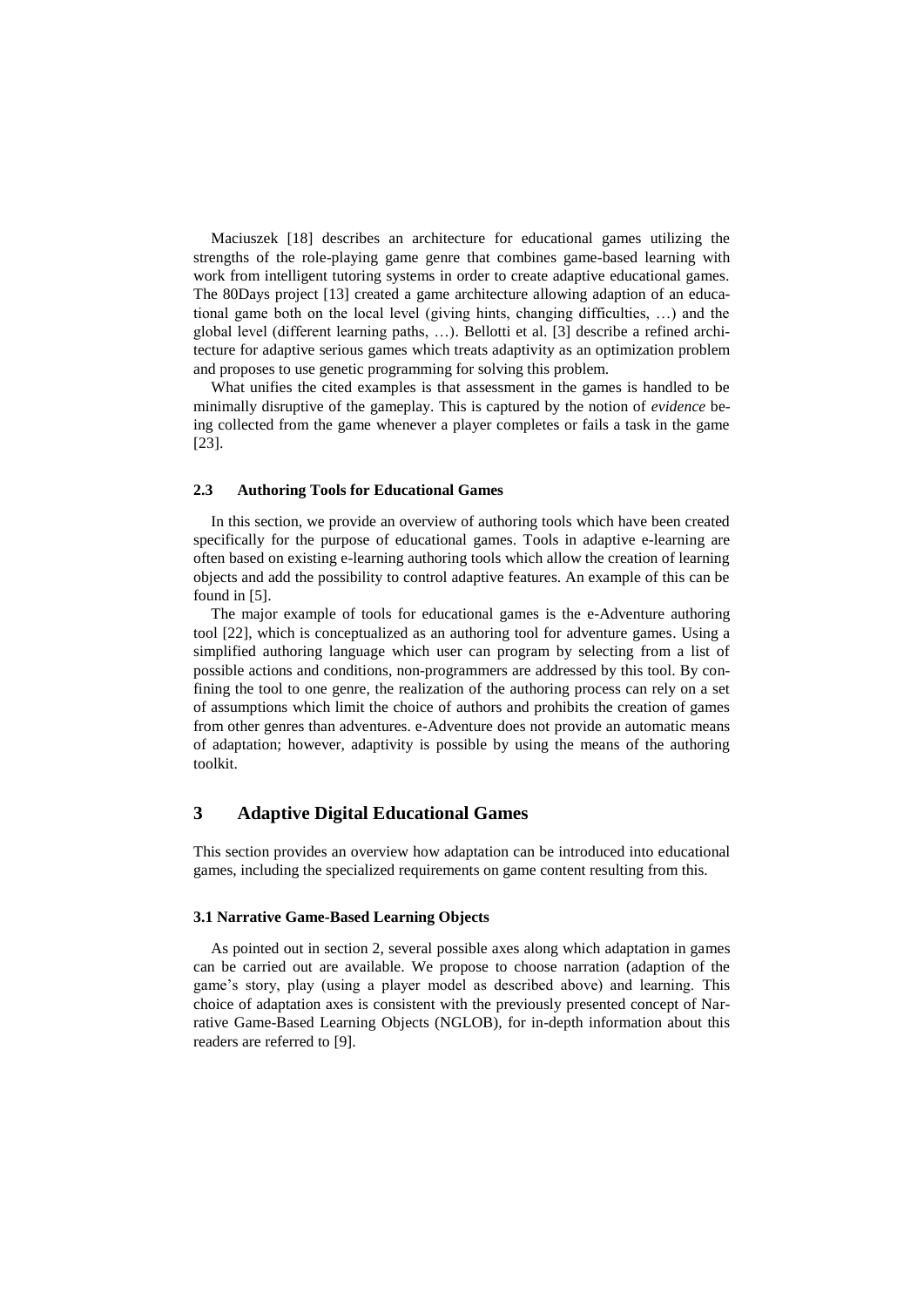Maciuszek [18] describes an architecture for educational games utilizing the strengths of the role-playing game genre that combines game-based learning with work from intelligent tutoring systems in order to create adaptive educational games. The 80Days project [13] created a game architecture allowing adaption of an educational game both on the local level (giving hints, changing difficulties, …) and the global level (different learning paths, …). Bellotti et al. [3] describe a refined architecture for adaptive serious games which treats adaptivity as an optimization problem and proposes to use genetic programming for solving this problem.

What unifies the cited examples is that assessment in the games is handled to be minimally disruptive of the gameplay. This is captured by the notion of *evidence* being collected from the game whenever a player completes or fails a task in the game [23].

### 2.3 Authoring Tools for Educational Games

In this section, we provide an overview of authoring tools which have been created specifically for the purpose of educational games. Tools in adaptive e-learning are often based on existing e-learning authoring tools which allow the creation of learning objects and add the possibility to control adaptive features. An example of this can be found in [5].

The major example of tools for educational games is the e-Adventure authoring tool [22], which is conceptualized as an authoring tool for adventure games. Using a simplified authoring language which user can program by selecting from a list of possible actions and conditions, non-programmers are addressed by this tool. By confining the tool to one genre, the realization of the authoring process can rely on a set of assumptions which limit the choice of authors and prohibits the creation of games from other genres than adventures. e-Adventure does not provide an automatic means of adaptation; however, adaptivity is possible by using the means of the authoring toolkit.

## 3 Adaptive Digital Educational Games

This section provides an overview how adaptation can be introduced into educational games, including the specialized requirements on game content resulting from this.

### 3.1 Narrative Game-Based Learning Objects

As pointed out in section 2, several possible axes along which adaptation in games can be carried out are available. We propose to choose narration (adaption of the game's story, play (using a player model as described above) and learning. This choice of adaptation axes is consistent with the previously presented concept of Narrative Game-Based Learning Objects (NGLOB), for in-depth information about this readers are referred to [9].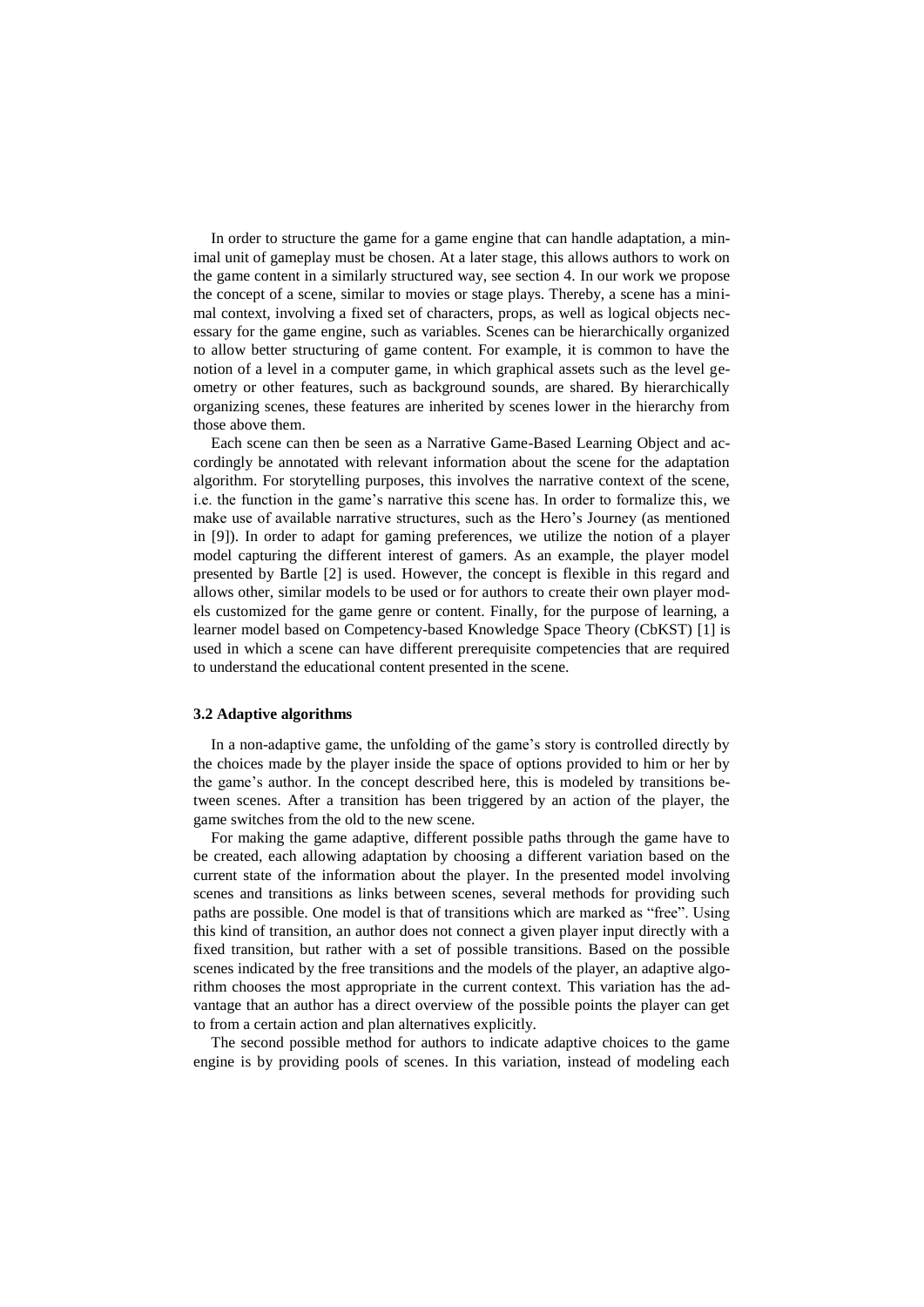In order to structure the game for a game engine that can handle adaptation, a minimal unit of gameplay must be chosen. At a later stage, this allows authors to work on the game content in a similarly structured way, see section 4. In our work we propose the concept of a scene, similar to movies or stage plays. Thereby, a scene has a minimal context, involving a fixed set of characters, props, as well as logical objects necessary for the game engine, such as variables. Scenes can be hierarchically organized to allow better structuring of game content. For example, it is common to have the notion of a level in a computer game, in which graphical assets such as the level geometry or other features, such as background sounds, are shared. By hierarchically organizing scenes, these features are inherited by scenes lower in the hierarchy from those above them.

Each scene can then be seen as a Narrative Game-Based Learning Object and accordingly be annotated with relevant information about the scene for the adaptation algorithm. For storytelling purposes, this involves the narrative context of the scene, i.e. the function in the game's narrative this scene has. In order to formalize this, we make use of available narrative structures, such as the Hero's Journey (as mentioned in [9]). In order to adapt for gaming preferences, we utilize the notion of a player model capturing the different interest of gamers. As an example, the player model presented by Bartle [2] is used. However, the concept is flexible in this regard and allows other, similar models to be used or for authors to create their own player models customized for the game genre or content. Finally, for the purpose of learning, a learner model based on Competency-based Knowledge Space Theory (CbKST) [1] is used in which a scene can have different prerequisite competencies that are required to understand the educational content presented in the scene.

### 3.2 Adaptive algorithms

In a non-adaptive game, the unfolding of the game's story is controlled directly by the choices made by the player inside the space of options provided to him or her by the game's author. In the concept described here, this is modeled by transitions between scenes. After a transition has been triggered by an action of the player, the game switches from the old to the new scene.

For making the game adaptive, different possible paths through the game have to be created, each allowing adaptation by choosing a different variation based on the current state of the information about the player. In the presented model involving scenes and transitions as links between scenes, several methods for providing such paths are possible. One model is that of transitions which are marked as "free". Using this kind of transition, an author does not connect a given player input directly with a fixed transition, but rather with a set of possible transitions. Based on the possible scenes indicated by the free transitions and the models of the player, an adaptive algorithm chooses the most appropriate in the current context. This variation has the advantage that an author has a direct overview of the possible points the player can get to from a certain action and plan alternatives explicitly.

The second possible method for authors to indicate adaptive choices to the game engine is by providing pools of scenes. In this variation, instead of modeling each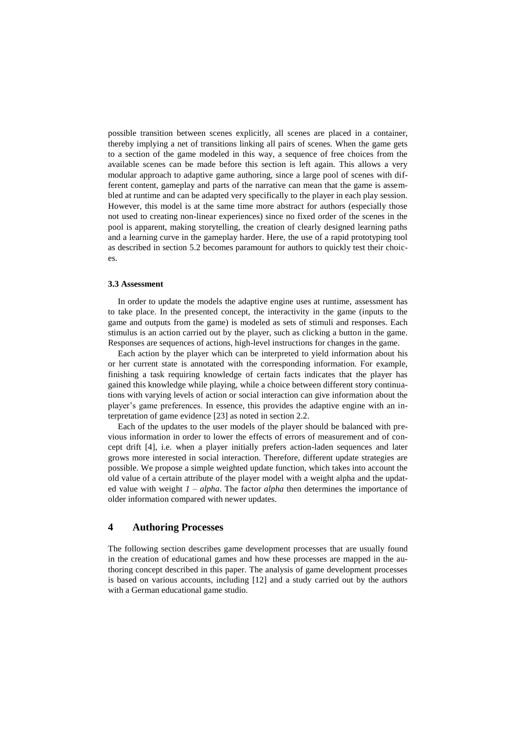possible transition between scenes explicitly, all scenes are placed in a container, thereby implying a net of transitions linking all pairs of scenes. When the game gets to a section of the game modeled in this way, a sequence of free choices from the available scenes can be made before this section is left again. This allows a very modular approach to adaptive game authoring, since a large pool of scenes with different content, gameplay and parts of the narrative can mean that the game is assembled at runtime and can be adapted very specifically to the player in each play session. However, this model is at the same time more abstract for authors (especially those not used to creating non-linear experiences) since no fixed order of the scenes in the pool is apparent, making storytelling, the creation of clearly designed learning paths and a learning curve in the gameplay harder. Here, the use of a rapid prototyping tool as described in section 5.2 becomes paramount for authors to quickly test their choices.

### 3.3 Assessment

In order to update the models the adaptive engine uses at runtime, assessment has to take place. In the presented concept, the interactivity in the game (inputs to the game and outputs from the game) is modeled as sets of stimuli and responses. Each stimulus is an action carried out by the player, such as clicking a button in the game. Responses are sequences of actions, high-level instructions for changes in the game.

Each action by the player which can be interpreted to yield information about his or her current state is annotated with the corresponding information. For example, finishing a task requiring knowledge of certain facts indicates that the player has gained this knowledge while playing, while a choice between different story continuations with varying levels of action or social interaction can give information about the player's game preferences. In essence, this provides the adaptive engine with an interpretation of game evidence [23] as noted in section 2.2.

Each of the updates to the user models of the player should be balanced with previous information in order to lower the effects of errors of measurement and of concept drift [4], i.e. when a player initially prefers action-laden sequences and later grows more interested in social interaction. Therefore, different update strategies are possible. We propose a simple weighted update function, which takes into account the old value of a certain attribute of the player model with a weight alpha and the updated value with weight $1 - alpha$. The factor *alpha* then determines the importance of older information compared with newer updates.

## 4 Authoring Processes

The following section describes game development processes that are usually found in the creation of educational games and how these processes are mapped in the authoring concept described in this paper. The analysis of game development processes is based on various accounts, including [12] and a study carried out by the authors with a German educational game studio.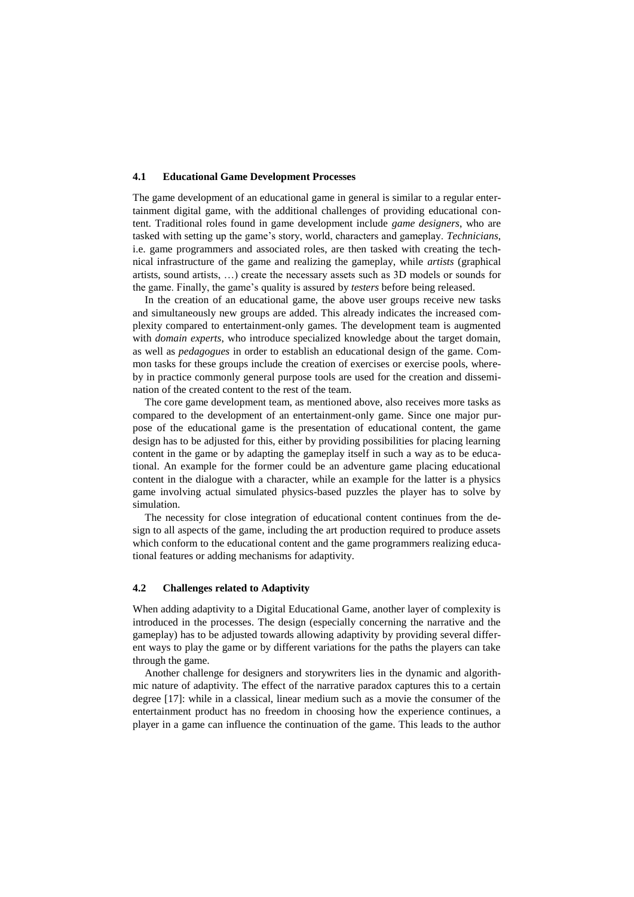### 4.1 Educational Game Development Processes

The game development of an educational game in general is similar to a regular entertainment digital game, with the additional challenges of providing educational content. Traditional roles found in game development include *game designers*, who are tasked with setting up the game's story, world, characters and gameplay. *Technicians*, i.e. game programmers and associated roles, are then tasked with creating the technical infrastructure of the game and realizing the gameplay, while *artists* (graphical artists, sound artists, …) create the necessary assets such as 3D models or sounds for the game. Finally, the game's quality is assured by *testers* before being released.

In the creation of an educational game, the above user groups receive new tasks and simultaneously new groups are added. This already indicates the increased complexity compared to entertainment-only games. The development team is augmented with *domain experts*, who introduce specialized knowledge about the target domain, as well as *pedagogues* in order to establish an educational design of the game. Common tasks for these groups include the creation of exercises or exercise pools, whereby in practice commonly general purpose tools are used for the creation and dissemination of the created content to the rest of the team.

The core game development team, as mentioned above, also receives more tasks as compared to the development of an entertainment-only game. Since one major purpose of the educational game is the presentation of educational content, the game design has to be adjusted for this, either by providing possibilities for placing learning content in the game or by adapting the gameplay itself in such a way as to be educational. An example for the former could be an adventure game placing educational content in the dialogue with a character, while an example for the latter is a physics game involving actual simulated physics-based puzzles the player has to solve by simulation.

The necessity for close integration of educational content continues from the design to all aspects of the game, including the art production required to produce assets which conform to the educational content and the game programmers realizing educational features or adding mechanisms for adaptivity.

### 4.2 Challenges related to Adaptivity

When adding adaptivity to a Digital Educational Game, another layer of complexity is introduced in the processes. The design (especially concerning the narrative and the gameplay) has to be adjusted towards allowing adaptivity by providing several different ways to play the game or by different variations for the paths the players can take through the game.

Another challenge for designers and storywriters lies in the dynamic and algorithmic nature of adaptivity. The effect of the narrative paradox captures this to a certain degree [17]: while in a classical, linear medium such as a movie the consumer of the entertainment product has no freedom in choosing how the experience continues, a player in a game can influence the continuation of the game. This leads to the author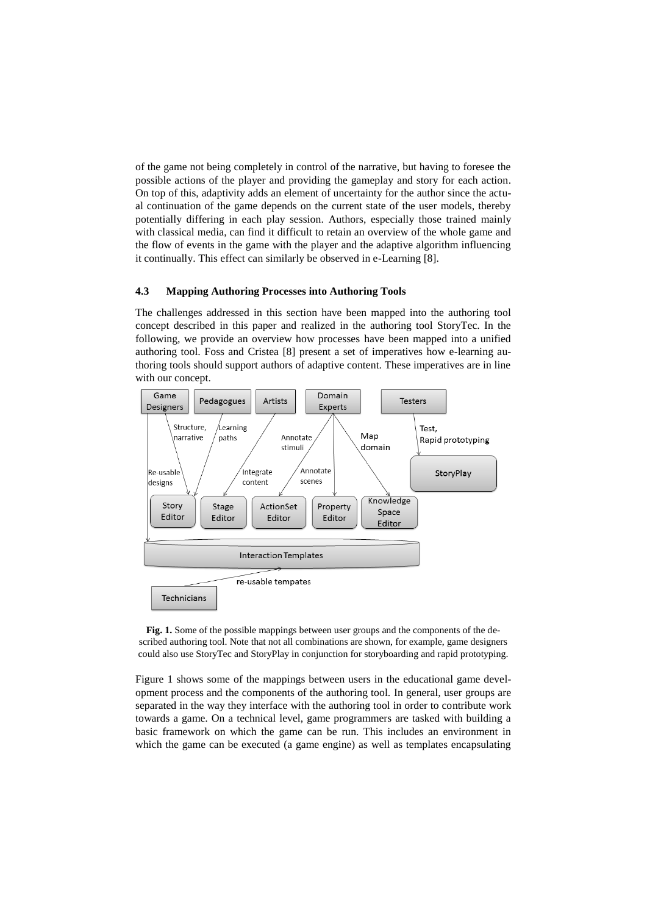of the game not being completely in control of the narrative, but having to foresee the possible actions of the player and providing the gameplay and story for each action. On top of this, adaptivity adds an element of uncertainty for the author since the actual continuation of the game depends on the current state of the user models, thereby potentially differing in each play session. Authors, especially those trained mainly with classical media, can find it difficult to retain an overview of the whole game and the flow of events in the game with the player and the adaptive algorithm influencing it continually. This effect can similarly be observed in e-Learning [8].

### 4.3 Mapping Authoring Processes into Authoring Tools

The challenges addressed in this section have been mapped into the authoring tool concept described in this paper and realized in the authoring tool StoryTec. In the following, we provide an overview how processes have been mapped into a unified authoring tool. Foss and Cristea [8] present a set of imperatives how e-learning authoring tools should support authors of adaptive content. These imperatives are in line with our concept.

Game Designers
Pedagogues
Artists
Domain Experts
Testers
Structure, narrative
Learning paths
Annotate stimuli
Map domain
Test, Rapid prototyping
StoryPlay
Re-usable designs
Integrate content
Annotate scenes
Story Editor
Stage Editor
ActionSet Editor
Property Editor
Knowledge Space Editor
Interaction Templates
re-usable tempates
Technicians

**Fig. 1.** Some of the possible mappings between user groups and the components of the described authoring tool. Note that not all combinations are shown, for example, game designers could also use StoryTec and StoryPlay in conjunction for storyboarding and rapid prototyping.

Figure 1 shows some of the mappings between users in the educational game development process and the components of the authoring tool. In general, user groups are separated in the way they interface with the authoring tool in order to contribute work towards a game. On a technical level, game programmers are tasked with building a basic framework on which the game can be run. This includes an environment in which the game can be executed (a game engine) as well as templates encapsulating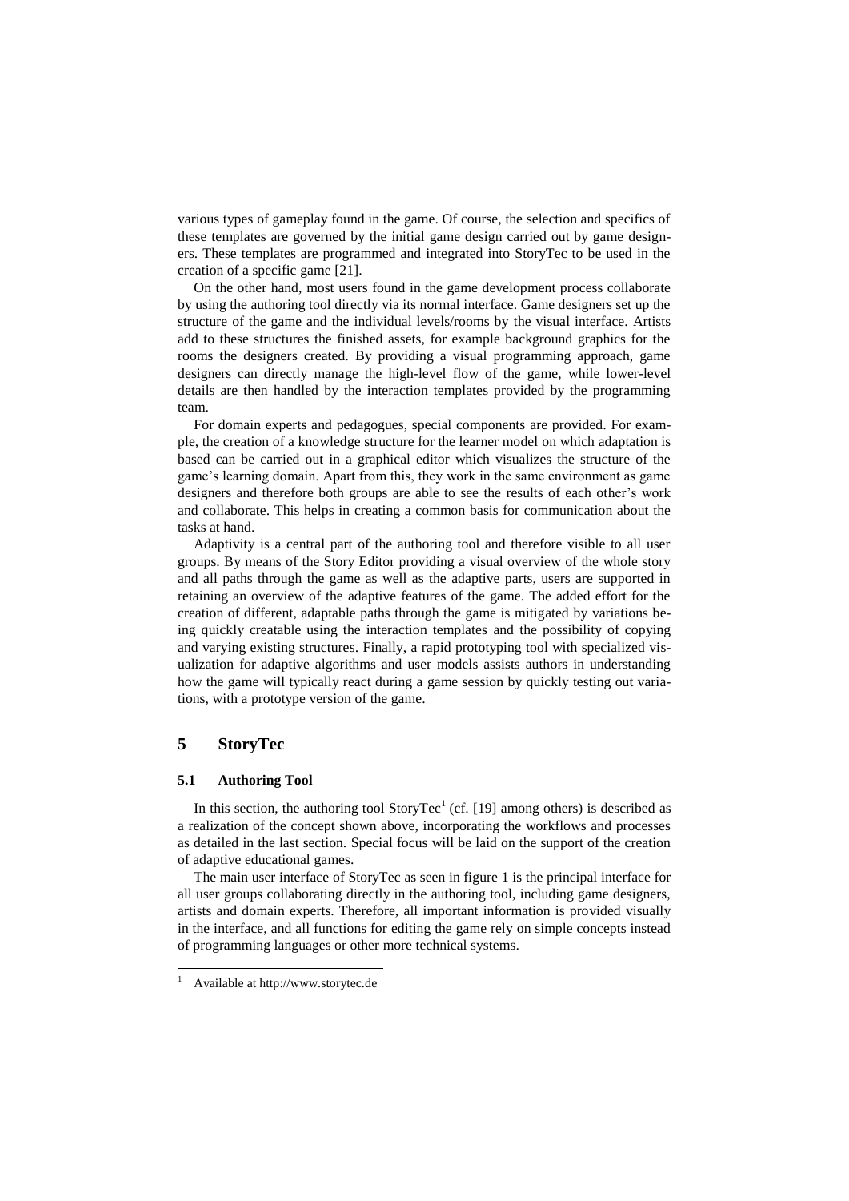various types of gameplay found in the game. Of course, the selection and specifics of these templates are governed by the initial game design carried out by game designers. These templates are programmed and integrated into StoryTec to be used in the creation of a specific game [21].

On the other hand, most users found in the game development process collaborate by using the authoring tool directly via its normal interface. Game designers set up the structure of the game and the individual levels/rooms by the visual interface. Artists add to these structures the finished assets, for example background graphics for the rooms the designers created. By providing a visual programming approach, game designers can directly manage the high-level flow of the game, while lower-level details are then handled by the interaction templates provided by the programming team.

For domain experts and pedagogues, special components are provided. For example, the creation of a knowledge structure for the learner model on which adaptation is based can be carried out in a graphical editor which visualizes the structure of the game's learning domain. Apart from this, they work in the same environment as game designers and therefore both groups are able to see the results of each other's work and collaborate. This helps in creating a common basis for communication about the tasks at hand.

Adaptivity is a central part of the authoring tool and therefore visible to all user groups. By means of the Story Editor providing a visual overview of the whole story and all paths through the game as well as the adaptive parts, users are supported in retaining an overview of the adaptive features of the game. The added effort for the creation of different, adaptable paths through the game is mitigated by variations being quickly creatable using the interaction templates and the possibility of copying and varying existing structures. Finally, a rapid prototyping tool with specialized visualization for adaptive algorithms and user models assists authors in understanding how the game will typically react during a game session by quickly testing out variations, with a prototype version of the game.

# 5 StoryTec

## 5.1 Authoring Tool

In this section, the authoring tool StoryTec[1] (cf. [19] among others) is described as a realization of the concept shown above, incorporating the workflows and processes as detailed in the last section. Special focus will be laid on the support of the creation of adaptive educational games.

The main user interface of StoryTec as seen in figure 1 is the principal interface for all user groups collaborating directly in the authoring tool, including game designers, artists and domain experts. Therefore, all important information is provided visually in the interface, and all functions for editing the game rely on simple concepts instead of programming languages or other more technical systems.

[1] Available at http://www.storytec.de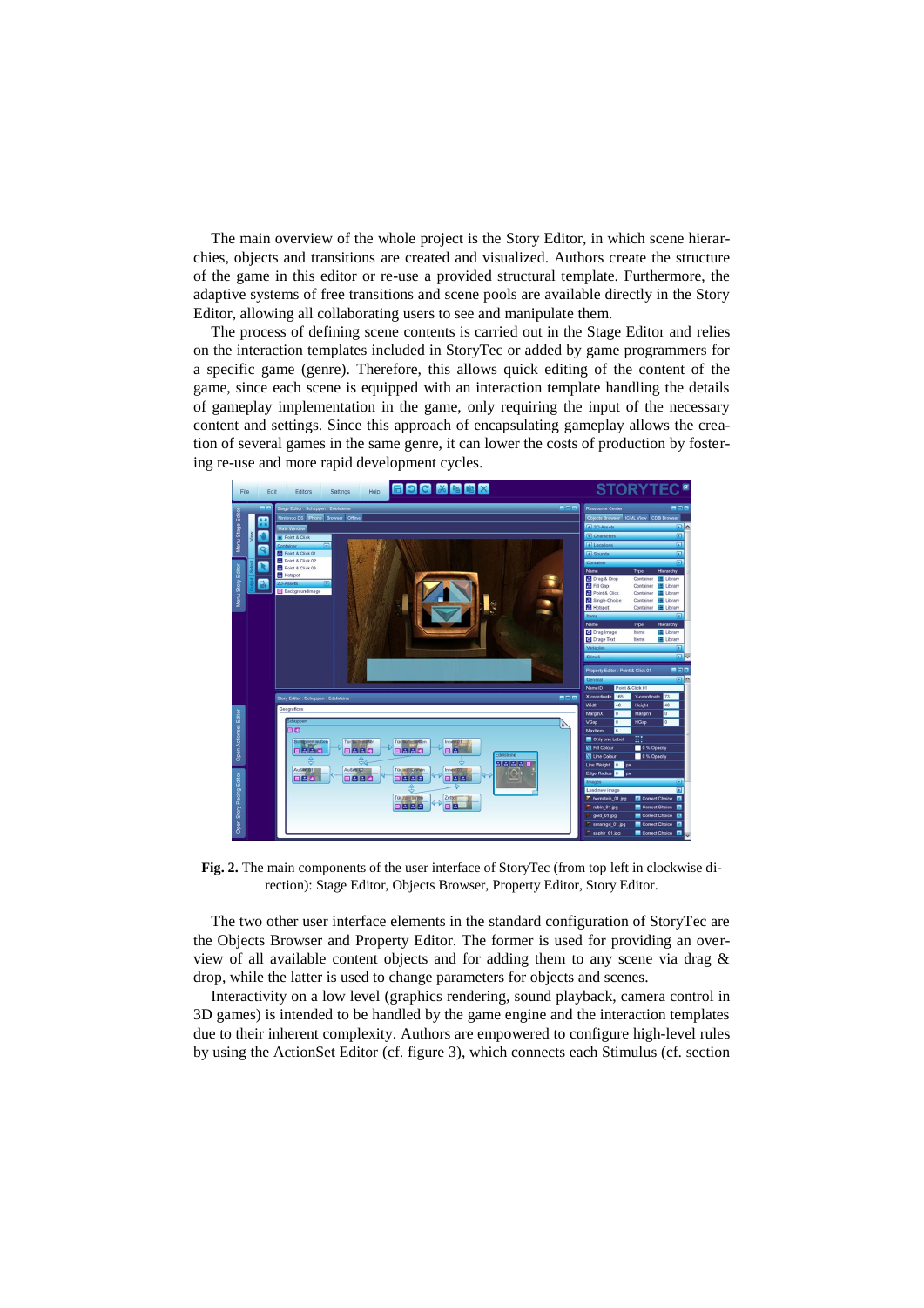The main overview of the whole project is the Story Editor, in which scene hierarchies, objects and transitions are created and visualized. Authors create the structure of the game in this editor or re-use a provided structural template. Furthermore, the adaptive systems of free transitions and scene pools are available directly in the Story Editor, allowing all collaborating users to see and manipulate them.

The process of defining scene contents is carried out in the Stage Editor and relies on the interaction templates included in StoryTec or added by game programmers for a specific game (genre). Therefore, this allows quick editing of the content of the game, since each scene is equipped with an interaction template handling the details of gameplay implementation in the game, only requiring the input of the necessary content and settings. Since this approach of encapsulating gameplay allows the creation of several games in the same genre, it can lower the costs of production by fostering re-use and more rapid development cycles.

**Fig. 2.** The main components of the user interface of StoryTec (from top left in clockwise direction): Stage Editor, Objects Browser, Property Editor, Story Editor.

The two other user interface elements in the standard configuration of StoryTec are the Objects Browser and Property Editor. The former is used for providing an overview of all available content objects and for adding them to any scene via drag & drop, while the latter is used to change parameters for objects and scenes.

Interactivity on a low level (graphics rendering, sound playback, camera control in 3D games) is intended to be handled by the game engine and the interaction templates due to their inherent complexity. Authors are empowered to configure high-level rules by using the ActionSet Editor (cf. figure 3), which connects each Stimulus (cf. section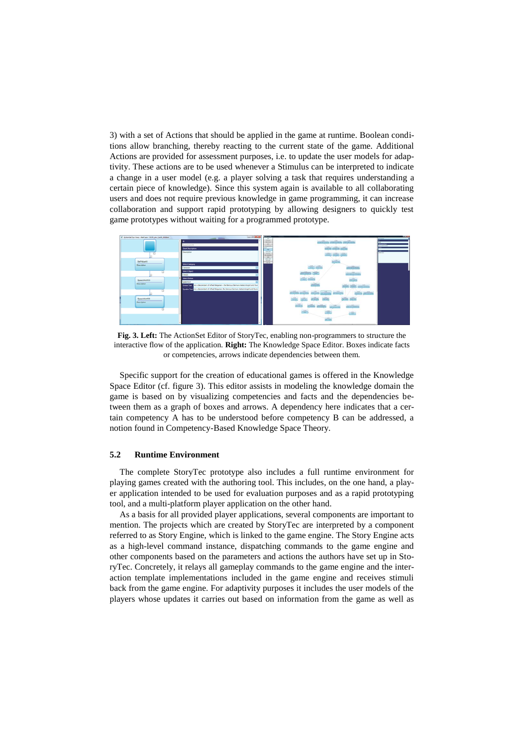3) with a set of Actions that should be applied in the game at runtime. Boolean conditions allow branching, thereby reacting to the current state of the game. Additional Actions are provided for assessment purposes, i.e. to update the user models for adaptivity. These actions are to be used whenever a Stimulus can be interpreted to indicate a change in a user model (e.g. a player solving a task that requires understanding a certain piece of knowledge). Since this system again is available to all collaborating users and does not require previous knowledge in game programming, it can increase collaboration and support rapid prototyping by allowing designers to quickly test game prototypes without waiting for a programmed prototype.

**Fig. 3. Left:** The ActionSet Editor of StoryTec, enabling non-programmers to structure the interactive flow of the application. **Right:** The Knowledge Space Editor. Boxes indicate facts or competencies, arrows indicate dependencies between them.

Specific support for the creation of educational games is offered in the Knowledge Space Editor (cf. figure 3). This editor assists in modeling the knowledge domain the game is based on by visualizing competencies and facts and the dependencies between them as a graph of boxes and arrows. A dependency here indicates that a certain competency A has to be understood before competency B can be addressed, a notion found in Competency-Based Knowledge Space Theory.

### 5.2 Runtime Environment

The complete StoryTec prototype also includes a full runtime environment for playing games created with the authoring tool. This includes, on the one hand, a player application intended to be used for evaluation purposes and as a rapid prototyping tool, and a multi-platform player application on the other hand.

As a basis for all provided player applications, several components are important to mention. The projects which are created by StoryTec are interpreted by a component referred to as Story Engine, which is linked to the game engine. The Story Engine acts as a high-level command instance, dispatching commands to the game engine and other components based on the parameters and actions the authors have set up in StoryTec. Concretely, it relays all gameplay commands to the game engine and the interaction template implementations included in the game engine and receives stimuli back from the game engine. For adaptivity purposes it includes the user models of the players whose updates it carries out based on information from the game as well as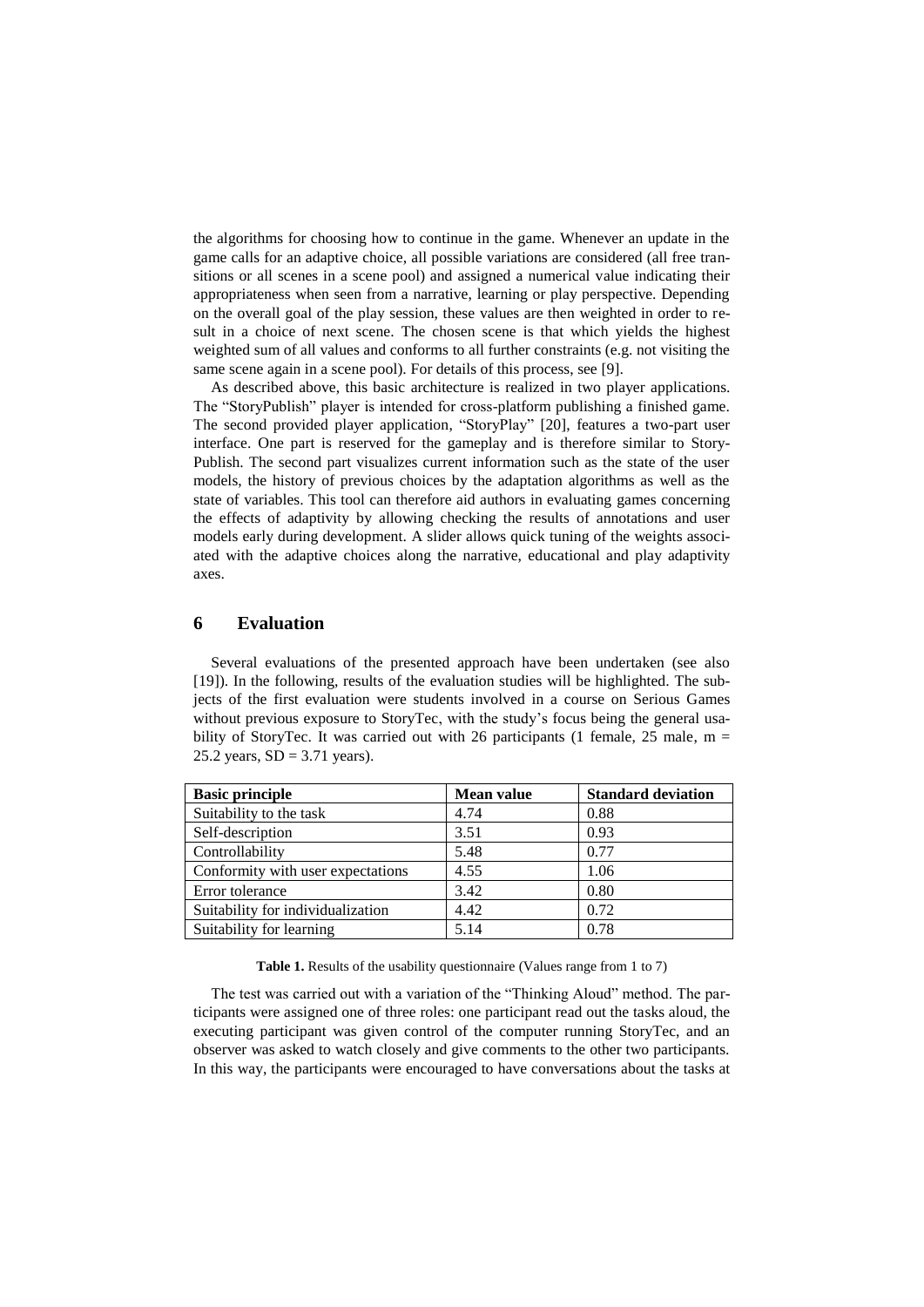the algorithms for choosing how to continue in the game. Whenever an update in the game calls for an adaptive choice, all possible variations are considered (all free transitions or all scenes in a scene pool) and assigned a numerical value indicating their appropriateness when seen from a narrative, learning or play perspective. Depending on the overall goal of the play session, these values are then weighted in order to result in a choice of next scene. The chosen scene is that which yields the highest weighted sum of all values and conforms to all further constraints (e.g. not visiting the same scene again in a scene pool). For details of this process, see [9].

As described above, this basic architecture is realized in two player applications. The "StoryPublish" player is intended for cross-platform publishing a finished game. The second provided player application, "StoryPlay" [20], features a two-part user interface. One part is reserved for the gameplay and is therefore similar to StoryPublish. The second part visualizes current information such as the state of the user models, the history of previous choices by the adaptation algorithms as well as the state of variables. This tool can therefore aid authors in evaluating games concerning the effects of adaptivity by allowing checking the results of annotations and user models early during development. A slider allows quick tuning of the weights associated with the adaptive choices along the narrative, educational and play adaptivity axes.

## 6 Evaluation

Several evaluations of the presented approach have been undertaken (see also [19]). In the following, results of the evaluation studies will be highlighted. The subjects of the first evaluation were students involved in a course on Serious Games without previous exposure to StoryTec, with the study's focus being the general usability of StoryTec. It was carried out with 26 participants (1 female, 25 male, m = 25.2 years, SD = 3.71 years).

| Basic principle | Mean value | Standard deviation |
|---|---|---|
| Suitability to the task | 4.74 | 0.88 |
| Self-description | 3.51 | 0.93 |
| Controllability | 5.48 | 0.77 |
| Conformity with user expectations | 4.55 | 1.06 |
| Error tolerance | 3.42 | 0.80 |
| Suitability for individualization | 4.42 | 0.72 |
| Suitability for learning | 5.14 | 0.78 |

**Table 1.** Results of the usability questionnaire (Values range from 1 to 7)

The test was carried out with a variation of the "Thinking Aloud" method. The participants were assigned one of three roles: one participant read out the tasks aloud, the executing participant was given control of the computer running StoryTec, and an observer was asked to watch closely and give comments to the other two participants. In this way, the participants were encouraged to have conversations about the tasks at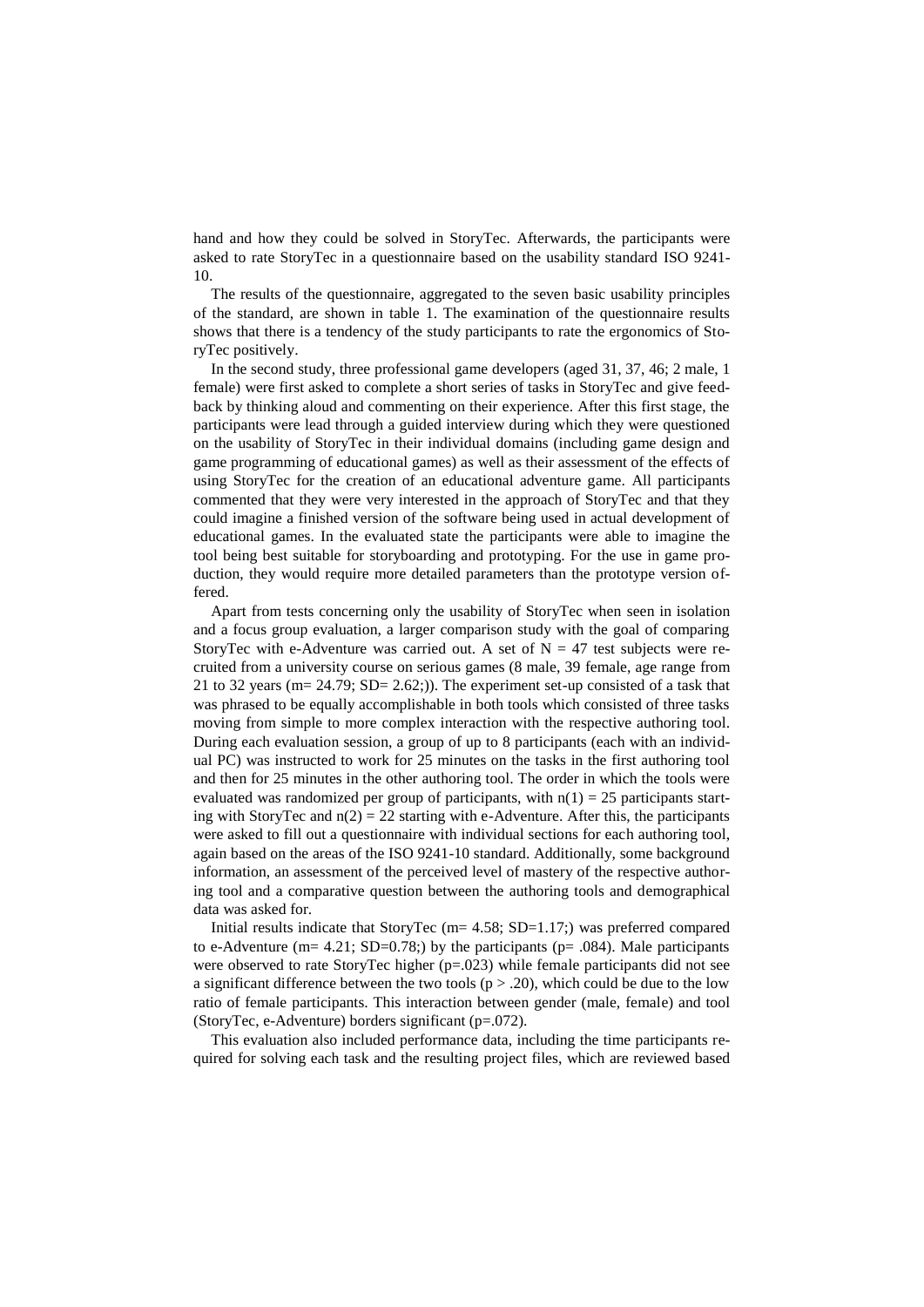hand and how they could be solved in StoryTec. Afterwards, the participants were asked to rate StoryTec in a questionnaire based on the usability standard ISO 9241-10.

The results of the questionnaire, aggregated to the seven basic usability principles of the standard, are shown in table 1. The examination of the questionnaire results shows that there is a tendency of the study participants to rate the ergonomics of StoryTec positively.

In the second study, three professional game developers (aged 31, 37, 46; 2 male, 1 female) were first asked to complete a short series of tasks in StoryTec and give feedback by thinking aloud and commenting on their experience. After this first stage, the participants were lead through a guided interview during which they were questioned on the usability of StoryTec in their individual domains (including game design and game programming of educational games) as well as their assessment of the effects of using StoryTec for the creation of an educational adventure game. All participants commented that they were very interested in the approach of StoryTec and that they could imagine a finished version of the software being used in actual development of educational games. In the evaluated state the participants were able to imagine the tool being best suitable for storyboarding and prototyping. For the use in game production, they would require more detailed parameters than the prototype version offered.

Apart from tests concerning only the usability of StoryTec when seen in isolation and a focus group evaluation, a larger comparison study with the goal of comparing StoryTec with e-Adventure was carried out. A set of $N = 47$ test subjects were recruited from a university course on serious games (8 male, 39 female, age range from 21 to 32 years ($m = 24.79$; $SD = 2.62$;)). The experiment set-up consisted of a task that was phrased to be equally accomplishable in both tools which consisted of three tasks moving from simple to more complex interaction with the respective authoring tool. During each evaluation session, a group of up to 8 participants (each with an individual PC) was instructed to work for 25 minutes on the tasks in the first authoring tool and then for 25 minutes in the other authoring tool. The order in which the tools were evaluated was randomized per group of participants, with $n(1) = 25$ participants starting with StoryTec and $n(2) = 22$ starting with e-Adventure. After this, the participants were asked to fill out a questionnaire with individual sections for each authoring tool, again based on the areas of the ISO 9241-10 standard. Additionally, some background information, an assessment of the perceived level of mastery of the respective authoring tool and a comparative question between the authoring tools and demographical data was asked for.

Initial results indicate that StoryTec ($m = 4.58$; $SD=1.17$;) was preferred compared to e-Adventure ($m = 4.21$; $SD=0.78$;) by the participants ($p = .084$). Male participants were observed to rate StoryTec higher ($p=.023$) while female participants did not see a significant difference between the two tools ($p > .20$), which could be due to the low ratio of female participants. This interaction between gender (male, female) and tool (StoryTec, e-Adventure) borders significant ($p=.072$).

This evaluation also included performance data, including the time participants required for solving each task and the resulting project files, which are reviewed based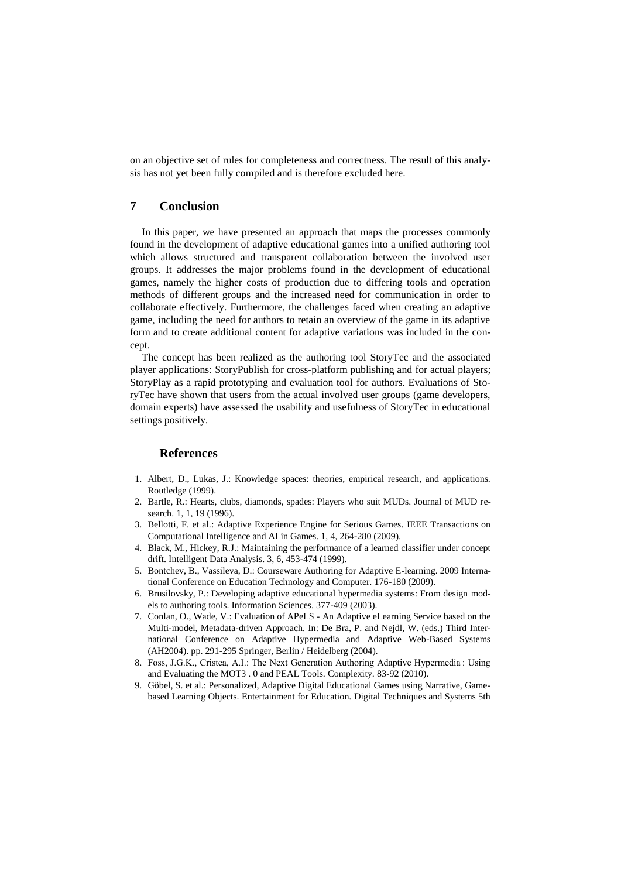on an objective set of rules for completeness and correctness. The result of this analysis has not yet been fully compiled and is therefore excluded here.

## 7 Conclusion

In this paper, we have presented an approach that maps the processes commonly found in the development of adaptive educational games into a unified authoring tool which allows structured and transparent collaboration between the involved user groups. It addresses the major problems found in the development of educational games, namely the higher costs of production due to differing tools and operation methods of different groups and the increased need for communication in order to collaborate effectively. Furthermore, the challenges faced when creating an adaptive game, including the need for authors to retain an overview of the game in its adaptive form and to create additional content for adaptive variations was included in the concept.

The concept has been realized as the authoring tool StoryTec and the associated player applications: StoryPublish for cross-platform publishing and for actual players; StoryPlay as a rapid prototyping and evaluation tool for authors. Evaluations of StoryTec have shown that users from the actual involved user groups (game developers, domain experts) have assessed the usability and usefulness of StoryTec in educational settings positively.

## References

1. Albert, D., Lukas, J.: Knowledge spaces: theories, empirical research, and applications. Routledge (1999).
2. Bartle, R.: Hearts, clubs, diamonds, spades: Players who suit MUDs. Journal of MUD research. 1, 1, 19 (1996).
3. Bellotti, F. et al.: Adaptive Experience Engine for Serious Games. IEEE Transactions on Computational Intelligence and AI in Games. 1, 4, 264-280 (2009).
4. Black, M., Hickey, R.J.: Maintaining the performance of a learned classifier under concept drift. Intelligent Data Analysis. 3, 6, 453-474 (1999).
5. Bontchev, B., Vassileva, D.: Courseware Authoring for Adaptive E-learning. 2009 International Conference on Education Technology and Computer. 176-180 (2009).
6. Brusilovsky, P.: Developing adaptive educational hypermedia systems: From design models to authoring tools. Information Sciences. 377-409 (2003).
7. Conlan, O., Wade, V.: Evaluation of APeLS - An Adaptive eLearning Service based on the Multi-model, Metadata-driven Approach. In: De Bra, P. and Nejdl, W. (eds.) Third International Conference on Adaptive Hypermedia and Adaptive Web-Based Systems (AH2004). pp. 291-295 Springer, Berlin / Heidelberg (2004).
8. Foss, J.G.K., Cristea, A.I.: The Next Generation Authoring Adaptive Hypermedia : Using and Evaluating the MOT3 . 0 and PEAL Tools. Complexity. 83-92 (2010).
9. Göbel, S. et al.: Personalized, Adaptive Digital Educational Games using Narrative, Game-based Learning Objects. Entertainment for Education. Digital Techniques and Systems 5th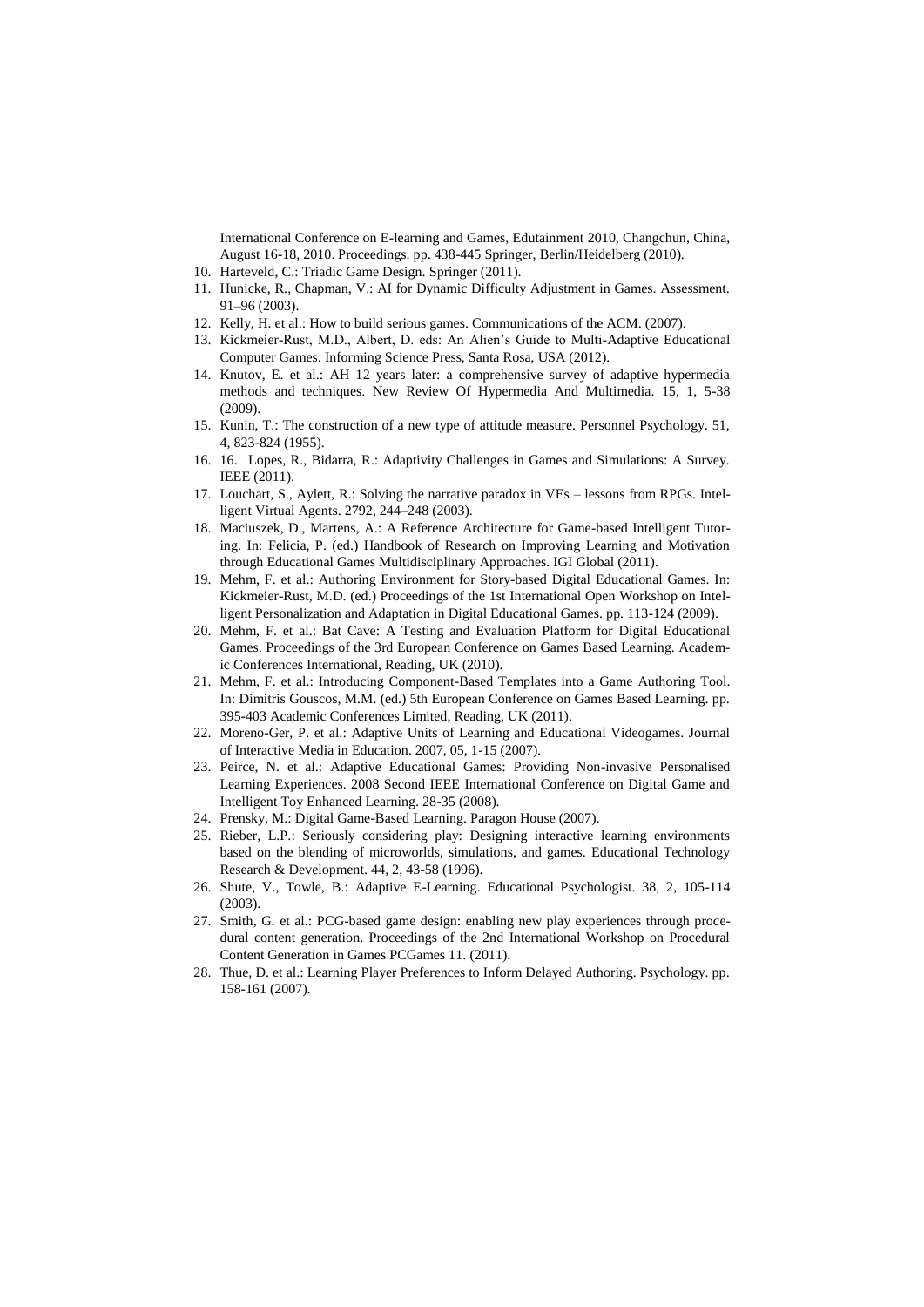International Conference on E-learning and Games, Edutainment 2010, Changchun, China, August 16-18, 2010. Proceedings. pp. 438-445 Springer, Berlin/Heidelberg (2010).

10. Harteveld, C.: Triadic Game Design. Springer (2011).
11. Hunicke, R., Chapman, V.: AI for Dynamic Difficulty Adjustment in Games. Assessment. 91–96 (2003).
12. Kelly, H. et al.: How to build serious games. Communications of the ACM. (2007).
13. Kickmeier-Rust, M.D., Albert, D. eds: An Alien's Guide to Multi-Adaptive Educational Computer Games. Informing Science Press, Santa Rosa, USA (2012).
14. Knutov, E. et al.: AH 12 years later: a comprehensive survey of adaptive hypermedia methods and techniques. New Review Of Hypermedia And Multimedia. 15, 1, 5-38 (2009).
15. Kunin, T.: The construction of a new type of attitude measure. Personnel Psychology. 51, 4, 823-824 (1955).
16. 16. Lopes, R., Bidarra, R.: Adaptivity Challenges in Games and Simulations: A Survey. IEEE (2011).
17. Louchart, S., Aylett, R.: Solving the narrative paradox in VEs – lessons from RPGs. Intelligent Virtual Agents. 2792, 244–248 (2003).
18. Maciuszek, D., Martens, A.: A Reference Architecture for Game-based Intelligent Tutoring. In: Felicia, P. (ed.) Handbook of Research on Improving Learning and Motivation through Educational Games Multidisciplinary Approaches. IGI Global (2011).
19. Mehm, F. et al.: Authoring Environment for Story-based Digital Educational Games. In: Kickmeier-Rust, M.D. (ed.) Proceedings of the 1st International Open Workshop on Intelligent Personalization and Adaptation in Digital Educational Games. pp. 113-124 (2009).
20. Mehm, F. et al.: Bat Cave: A Testing and Evaluation Platform for Digital Educational Games. Proceedings of the 3rd European Conference on Games Based Learning. Academic Conferences International, Reading, UK (2010).
21. Mehm, F. et al.: Introducing Component-Based Templates into a Game Authoring Tool. In: Dimitris Gouscos, M.M. (ed.) 5th European Conference on Games Based Learning. pp. 395-403 Academic Conferences Limited, Reading, UK (2011).
22. Moreno-Ger, P. et al.: Adaptive Units of Learning and Educational Videogames. Journal of Interactive Media in Education. 2007, 05, 1-15 (2007).
23. Peirce, N. et al.: Adaptive Educational Games: Providing Non-invasive Personalised Learning Experiences. 2008 Second IEEE International Conference on Digital Game and Intelligent Toy Enhanced Learning. 28-35 (2008).
24. Prensky, M.: Digital Game-Based Learning. Paragon House (2007).
25. Rieber, L.P.: Seriously considering play: Designing interactive learning environments based on the blending of microworlds, simulations, and games. Educational Technology Research & Development. 44, 2, 43-58 (1996).
26. Shute, V., Towle, B.: Adaptive E-Learning. Educational Psychologist. 38, 2, 105-114 (2003).
27. Smith, G. et al.: PCG-based game design: enabling new play experiences through procedural content generation. Proceedings of the 2nd International Workshop on Procedural Content Generation in Games PCGames 11. (2011).
28. Thue, D. et al.: Learning Player Preferences to Inform Delayed Authoring. Psychology. pp. 158-161 (2007).